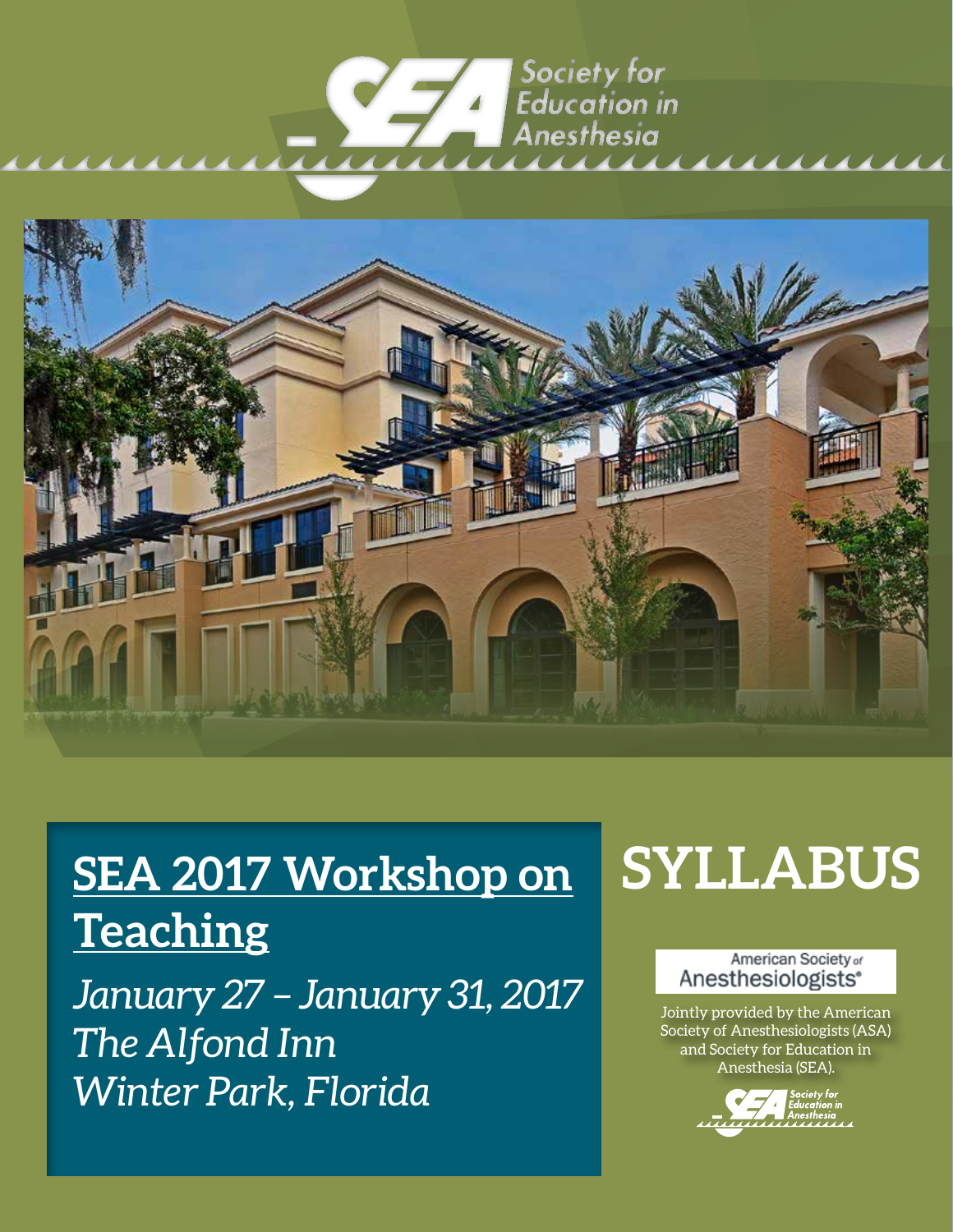Society for Education in Anesthesia

# SEA 2017 Workshop on Teaching

*January 27 – January 31, 2017*
*The Alfond Inn*
*Winter Park, Florida*

# SYLLABUS

American Society of Anesthesiologists®

Jointly provided by the American Society of Anesthesiologists (ASA) and Society for Education in Anesthesia (SEA).

Society for Education in Anesthesia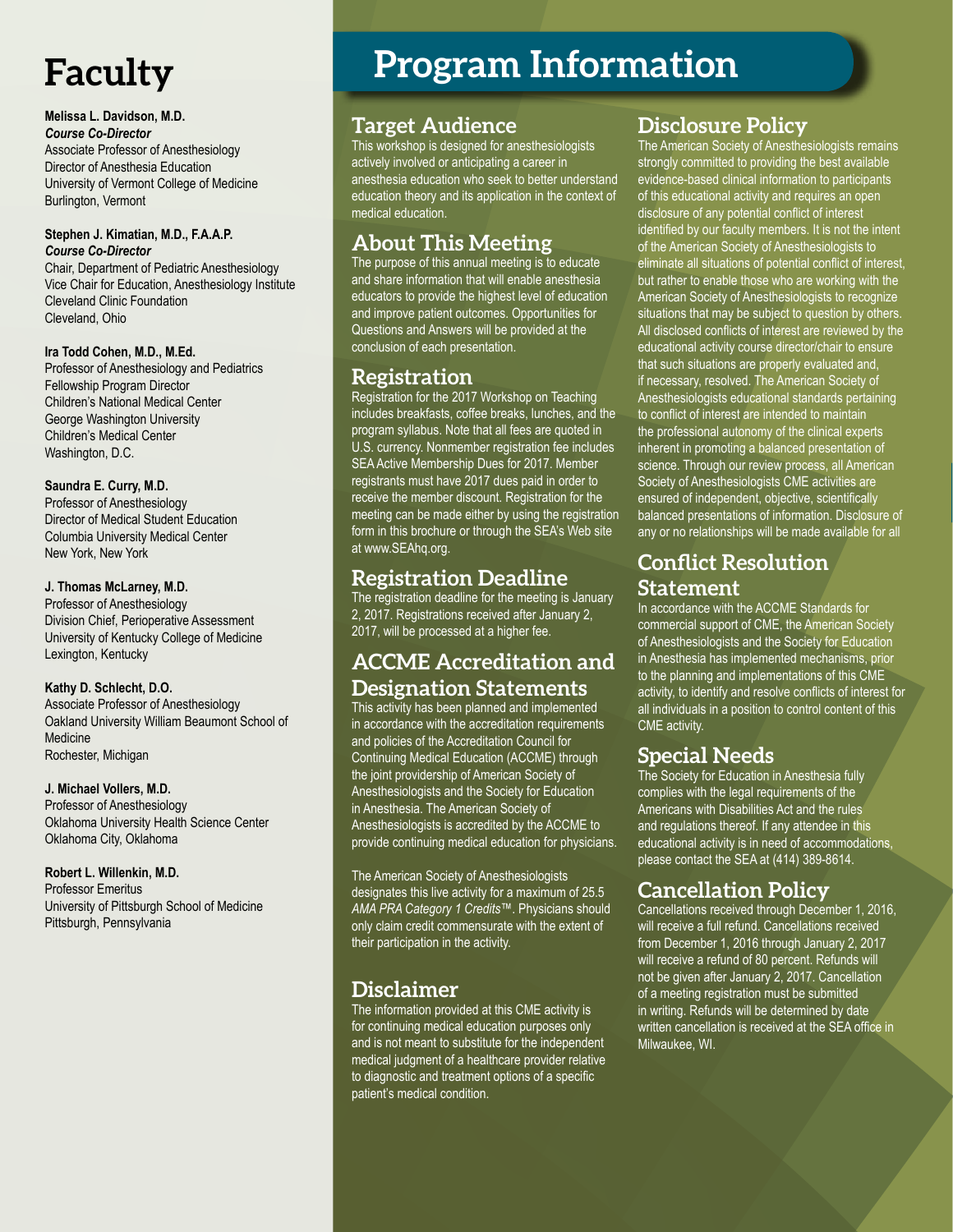# Faculty

**Melissa L. Davidson, M.D.**
***Course Co-Director***
Associate Professor of Anesthesiology
Director of Anesthesia Education
University of Vermont College of Medicine
Burlington, Vermont

**Stephen J. Kimatian, M.D., F.A.A.P.**
***Course Co-Director***
Chair, Department of Pediatric Anesthesiology
Vice Chair for Education, Anesthesiology Institute
Cleveland Clinic Foundation
Cleveland, Ohio

**Ira Todd Cohen, M.D., M.Ed.**
Professor of Anesthesiology and Pediatrics
Fellowship Program Director
Children's National Medical Center
George Washington University
Children's Medical Center
Washington, D.C.

**Saundra E. Curry, M.D.**
Professor of Anesthesiology
Director of Medical Student Education
Columbia University Medical Center
New York, New York

**J. Thomas McLarney, M.D.**
Professor of Anesthesiology
Division Chief, Perioperative Assessment
University of Kentucky College of Medicine
Lexington, Kentucky

**Kathy D. Schlecht, D.O.**
Associate Professor of Anesthesiology
Oakland University William Beaumont School of Medicine
Rochester, Michigan

**J. Michael Vollers, M.D.**
Professor of Anesthesiology
Oklahoma University Health Science Center
Oklahoma City, Oklahoma

**Robert L. Willenkin, M.D.**
Professor Emeritus
University of Pittsburgh School of Medicine
Pittsburgh, Pennsylvania

# Program Information

## Target Audience

This workshop is designed for anesthesiologists actively involved or anticipating a career in anesthesia education who seek to better understand education theory and its application in the context of medical education.

## About This Meeting

The purpose of this annual meeting is to educate and share information that will enable anesthesia educators to provide the highest level of education and improve patient outcomes. Opportunities for Questions and Answers will be provided at the conclusion of each presentation.

## Registration

Registration for the 2017 Workshop on Teaching includes breakfasts, coffee breaks, lunches, and the program syllabus. Note that all fees are quoted in U.S. currency. Nonmember registration fee includes SEA Active Membership Dues for 2017. Member registrants must have 2017 dues paid in order to receive the member discount. Registration for the meeting can be made either by using the registration form in this brochure or through the SEA's Web site at www.SEAhq.org.

## Registration Deadline

The registration deadline for the meeting is January 2, 2017. Registrations received after January 2, 2017, will be processed at a higher fee.

## ACCME Accreditation and Designation Statements

This activity has been planned and implemented in accordance with the accreditation requirements and policies of the Accreditation Council for Continuing Medical Education (ACCME) through the joint providership of American Society of Anesthesiologists and the Society for Education in Anesthesia. The American Society of Anesthesiologists is accredited by the ACCME to provide continuing medical education for physicians.

The American Society of Anesthesiologists designates this live activity for a maximum of 25.5 *AMA PRA Category 1 Credits*™. Physicians should only claim credit commensurate with the extent of their participation in the activity.

## Disclaimer

The information provided at this CME activity is for continuing medical education purposes only and is not meant to substitute for the independent medical judgment of a healthcare provider relative to diagnostic and treatment options of a specific patient's medical condition.

## Disclosure Policy

The American Society of Anesthesiologists remains strongly committed to providing the best available evidence-based clinical information to participants of this educational activity and requires an open disclosure of any potential conflict of interest identified by our faculty members. It is not the intent of the American Society of Anesthesiologists to eliminate all situations of potential conflict of interest, but rather to enable those who are working with the American Society of Anesthesiologists to recognize situations that may be subject to question by others. All disclosed conflicts of interest are reviewed by the educational activity course director/chair to ensure that such situations are properly evaluated and, if necessary, resolved. The American Society of Anesthesiologists educational standards pertaining to conflict of interest are intended to maintain the professional autonomy of the clinical experts inherent in promoting a balanced presentation of science. Through our review process, all American Society of Anesthesiologists CME activities are ensured of independent, objective, scientifically balanced presentations of information. Disclosure of any or no relationships will be made available for all

## Conflict Resolution Statement

In accordance with the ACCME Standards for commercial support of CME, the American Society of Anesthesiologists and the Society for Education in Anesthesia has implemented mechanisms, prior to the planning and implementations of this CME activity, to identify and resolve conflicts of interest for all individuals in a position to control content of this CME activity.

## Special Needs

The Society for Education in Anesthesia fully complies with the legal requirements of the Americans with Disabilities Act and the rules and regulations thereof. If any attendee in this educational activity is in need of accommodations, please contact the SEA at (414) 389-8614.

## Cancellation Policy

Cancellations received through December 1, 2016, will receive a full refund. Cancellations received from December 1, 2016 through January 2, 2017 will receive a refund of 80 percent. Refunds will not be given after January 2, 2017. Cancellation of a meeting registration must be submitted in writing. Refunds will be determined by date written cancellation is received at the SEA office in Milwaukee, WI.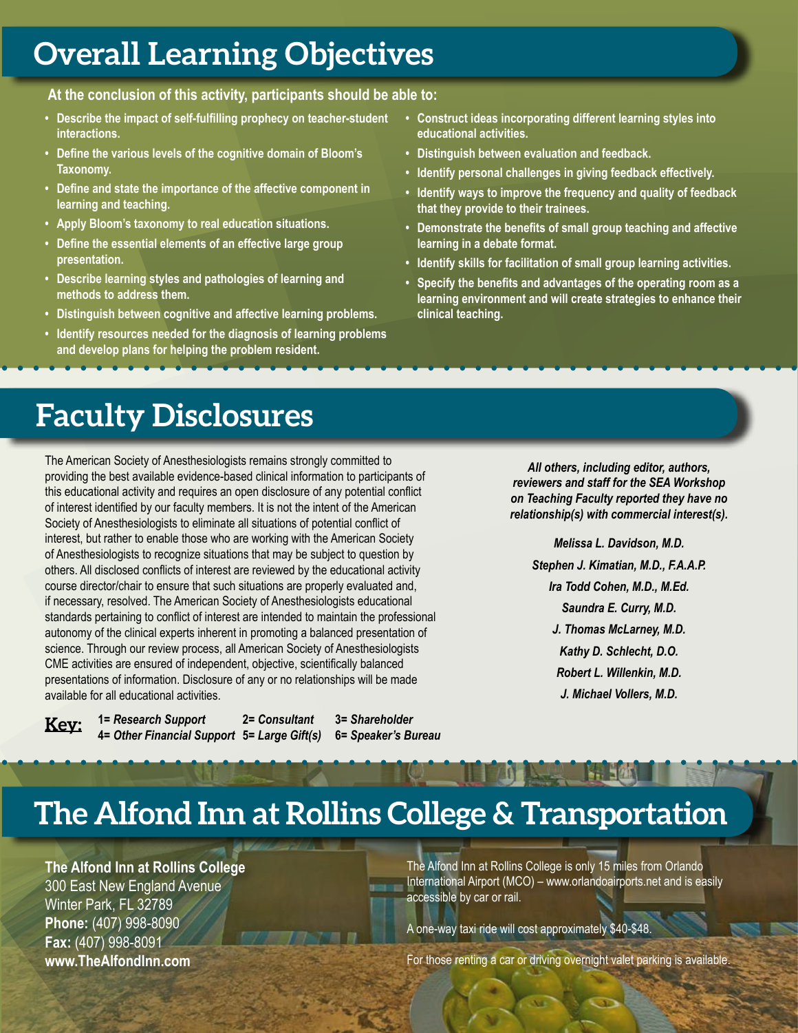# Overall Learning Objectives

**At the conclusion of this activity, participants should be able to:**

- Describe the impact of self-fulfilling prophecy on teacher-student interactions.
- Define the various levels of the cognitive domain of Bloom's Taxonomy.
- Define and state the importance of the affective component in learning and teaching.
- Apply Bloom's taxonomy to real education situations.
- Define the essential elements of an effective large group presentation.
- Describe learning styles and pathologies of learning and methods to address them.
- Distinguish between cognitive and affective learning problems.
- Identify resources needed for the diagnosis of learning problems and develop plans for helping the problem resident.
- Construct ideas incorporating different learning styles into educational activities.
- Distinguish between evaluation and feedback.
- Identify personal challenges in giving feedback effectively.
- Identify ways to improve the frequency and quality of feedback that they provide to their trainees.
- Demonstrate the benefits of small group teaching and affective learning in a debate format.
- Identify skills for facilitation of small group learning activities.
- Specify the benefits and advantages of the operating room as a learning environment and will create strategies to enhance their clinical teaching.

# Faculty Disclosures

The American Society of Anesthesiologists remains strongly committed to providing the best available evidence-based clinical information to participants of this educational activity and requires an open disclosure of any potential conflict of interest identified by our faculty members. It is not the intent of the American Society of Anesthesiologists to eliminate all situations of potential conflict of interest, but rather to enable those who are working with the American Society of Anesthesiologists to recognize situations that may be subject to question by others. All disclosed conflicts of interest are reviewed by the educational activity course director/chair to ensure that such situations are properly evaluated and, if necessary, resolved. The American Society of Anesthesiologists educational standards pertaining to conflict of interest are intended to maintain the professional autonomy of the clinical experts inherent in promoting a balanced presentation of science. Through our review process, all American Society of Anesthesiologists CME activities are ensured of independent, objective, scientifically balanced presentations of information. Disclosure of any or no relationships will be made available for all educational activities.

**Key:** 1= *Research Support* 2= *Consultant* 3= *Shareholder* 4= *Other Financial Support* 5= *Large Gift(s)* 6= *Speaker's Bureau*

***All others, including editor, authors, reviewers and staff for the SEA Workshop on Teaching Faculty reported they have no relationship(s) with commercial interest(s).***

*Melissa L. Davidson, M.D.*
*Stephen J. Kimatian, M.D., F.A.A.P.*
*Ira Todd Cohen, M.D., M.Ed.*
*Saundra E. Curry, M.D.*
*J. Thomas McLarney, M.D.*
*Kathy D. Schlecht, D.O.*
*Robert L. Willenkin, M.D.*
*J. Michael Vollers, M.D.*

# The Alfond Inn at Rollins College & Transportation

**The Alfond Inn at Rollins College**
300 East New England Avenue
Winter Park, FL 32789
**Phone:** (407) 998-8090
**Fax:** (407) 998-8091
**www.TheAlfondInn.com**

The Alfond Inn at Rollins College is only 15 miles from Orlando International Airport (MCO) – www.orlandoairports.net and is easily accessible by car or rail.

A one-way taxi ride will cost approximately $40-$48.

For those renting a car or driving overnight valet parking is available.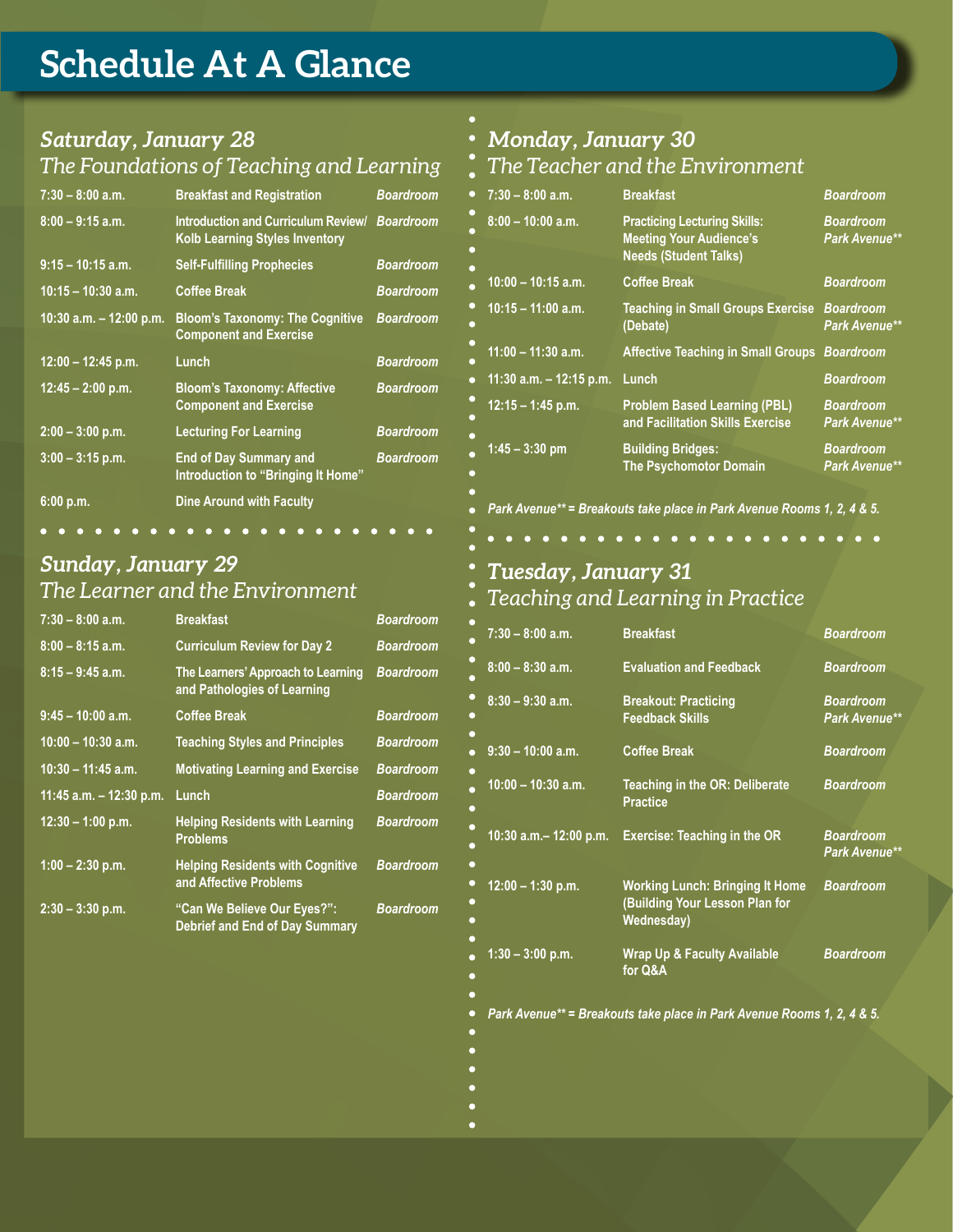# Schedule At A Glance

## *Saturday, January 28*
### *The Foundations of Teaching and Learning*

| Time | Session | Location |
|---|---|---|
| 7:30 – 8:00 a.m. | Breakfast and Registration | *Boardroom* |
| 8:00 – 9:15 a.m. | Introduction and Curriculum Review/ Kolb Learning Styles Inventory | *Boardroom* |
| 9:15 – 10:15 a.m. | Self-Fulfilling Prophecies | *Boardroom* |
| 10:15 – 10:30 a.m. | Coffee Break | *Boardroom* |
| 10:30 a.m. – 12:00 p.m. | Bloom's Taxonomy: The Cognitive Component and Exercise | *Boardroom* |
| 12:00 – 12:45 p.m. | Lunch | *Boardroom* |
| 12:45 – 2:00 p.m. | Bloom's Taxonomy: Affective Component and Exercise | *Boardroom* |
| 2:00 – 3:00 p.m. | Lecturing For Learning | *Boardroom* |
| 3:00 – 3:15 p.m. | End of Day Summary and Introduction to "Bringing It Home" | *Boardroom* |
| 6:00 p.m. | Dine Around with Faculty | |

## *Sunday, January 29*
### *The Learner and the Environment*

| Time | Session | Location |
|---|---|---|
| 7:30 – 8:00 a.m. | Breakfast | *Boardroom* |
| 8:00 – 8:15 a.m. | Curriculum Review for Day 2 | *Boardroom* |
| 8:15 – 9:45 a.m. | The Learners' Approach to Learning and Pathologies of Learning | *Boardroom* |
| 9:45 – 10:00 a.m. | Coffee Break | *Boardroom* |
| 10:00 – 10:30 a.m. | Teaching Styles and Principles | *Boardroom* |
| 10:30 – 11:45 a.m. | Motivating Learning and Exercise | *Boardroom* |
| 11:45 a.m. – 12:30 p.m. | Lunch | *Boardroom* |
| 12:30 – 1:00 p.m. | Helping Residents with Learning Problems | *Boardroom* |
| 1:00 – 2:30 p.m. | Helping Residents with Cognitive and Affective Problems | *Boardroom* |
| 2:30 – 3:30 p.m. | "Can We Believe Our Eyes?": Debrief and End of Day Summary | *Boardroom* |

## *Monday, January 30*
### *The Teacher and the Environment*

| Time | Session | Location |
|---|---|---|
| 7:30 – 8:00 a.m. | Breakfast | *Boardroom* |
| 8:00 – 10:00 a.m. | Practicing Lecturing Skills: Meeting Your Audience's Needs (Student Talks) | *Boardroom* *Park Avenue*** |
| 10:00 – 10:15 a.m. | Coffee Break | *Boardroom* |
| 10:15 – 11:00 a.m. | Teaching in Small Groups Exercise (Debate) | *Boardroom* *Park Avenue*** |
| 11:00 – 11:30 a.m. | Affective Teaching in Small Groups | *Boardroom* |
| 11:30 a.m. – 12:15 p.m. | Lunch | *Boardroom* |
| 12:15 – 1:45 p.m. | Problem Based Learning (PBL) and Facilitation Skills Exercise | *Boardroom* *Park Avenue*** |
| 1:45 – 3:30 pm | Building Bridges: The Psychomotor Domain | *Boardroom* *Park Avenue*** |

*Park Avenue** = Breakouts take place in Park Avenue Rooms 1, 2, 4 & 5.*

## *Tuesday, January 31*
### *Teaching and Learning in Practice*

| Time | Session | Location |
|---|---|---|
| 7:30 – 8:00 a.m. | Breakfast | *Boardroom* |
| 8:00 – 8:30 a.m. | Evaluation and Feedback | *Boardroom* |
| 8:30 – 9:30 a.m. | Breakout: Practicing Feedback Skills | *Boardroom* *Park Avenue*** |
| 9:30 – 10:00 a.m. | Coffee Break | *Boardroom* |
| 10:00 – 10:30 a.m. | Teaching in the OR: Deliberate Practice | *Boardroom* |
| 10:30 a.m.– 12:00 p.m. | Exercise: Teaching in the OR | *Boardroom* *Park Avenue*** |
| 12:00 – 1:30 p.m. | Working Lunch: Bringing It Home (Building Your Lesson Plan for Wednesday) | *Boardroom* |
| 1:30 – 3:00 p.m. | Wrap Up & Faculty Available for Q&A | *Boardroom* |

*Park Avenue** = Breakouts take place in Park Avenue Rooms 1, 2, 4 & 5.*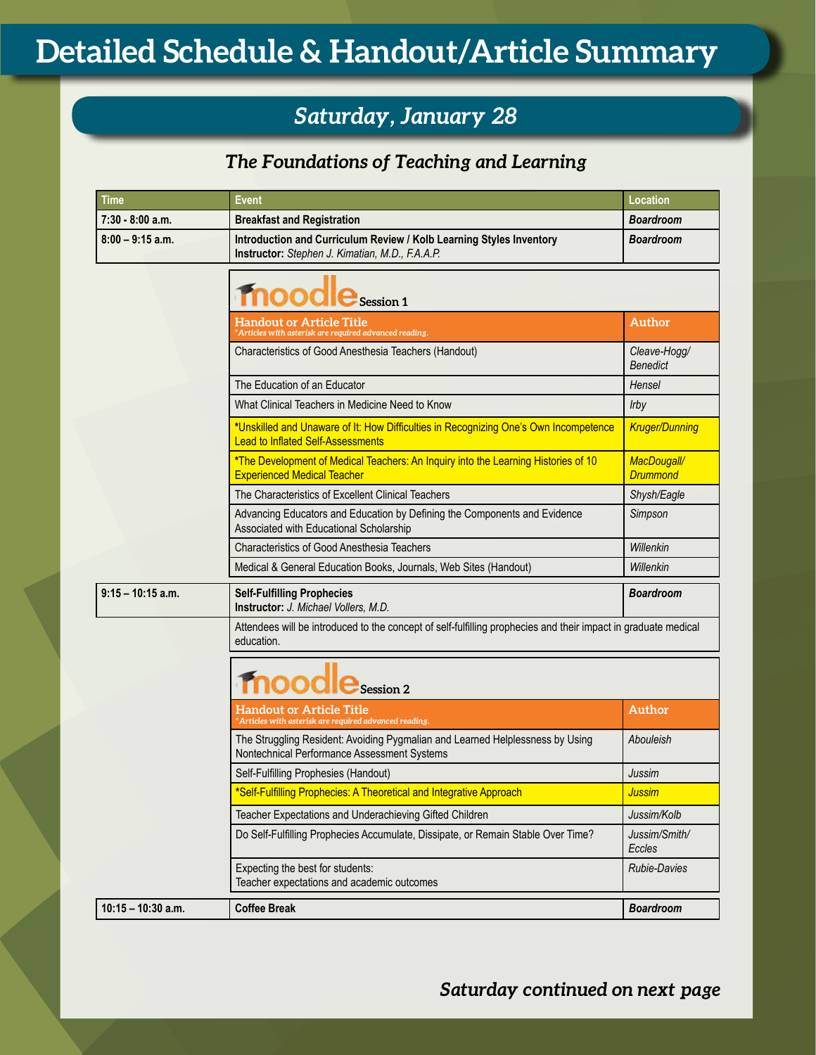# Detailed Schedule & Handout/Article Summary

## Saturday, January 28

### The Foundations of Teaching and Learning

| Time | Event | Location |
|---|---|---|
| 7:30 - 8:00 a.m. | **Breakfast and Registration** | **Boardroom** |
| 8:00 – 9:15 a.m. | **Introduction and Curriculum Review / Kolb Learning Styles Inventory** **Instructor:** *Stephen J. Kimatian, M.D., F.A.A.P.* | **Boardroom** |

**moodle Session 1**

| Handout or Article Title *Articles with asterisk are required advanced reading.* | Author |
|---|---|
| Characteristics of Good Anesthesia Teachers (Handout) | *Cleave-Hogg/ Benedict* |
| The Education of an Educator | *Hensel* |
| What Clinical Teachers in Medicine Need to Know | *Irby* |
| *Unskilled and Unaware of It: How Difficulties in Recognizing One's Own Incompetence Lead to Inflated Self-Assessments | *Kruger/Dunning* |
| *The Development of Medical Teachers: An Inquiry into the Learning Histories of 10 Experienced Medical Teacher | *MacDougall/ Drummond* |
| The Characteristics of Excellent Clinical Teachers | *Shysh/Eagle* |
| Advancing Educators and Education by Defining the Components and Evidence Associated with Educational Scholarship | *Simpson* |
| Characteristics of Good Anesthesia Teachers | *Willenkin* |
| Medical & General Education Books, Journals, Web Sites (Handout) | *Willenkin* |

| Time | Event | Location |
|---|---|---|
| 9:15 – 10:15 a.m. | **Self-Fulfilling Prophecies** **Instructor:** *J. Michael Vollers, M.D.* | **Boardroom** |
| | Attendees will be introduced to the concept of self-fulfilling prophecies and their impact in graduate medical education. | |

**moodle Session 2**

| Handout or Article Title *Articles with asterisk are required advanced reading.* | Author |
|---|---|
| The Struggling Resident: Avoiding Pygmalian and Learned Helplessness by Using Nontechnical Performance Assessment Systems | *Abouleish* |
| Self-Fulfilling Prophesies (Handout) | *Jussim* |
| *Self-Fulfilling Prophecies: A Theoretical and Integrative Approach | *Jussim* |
| Teacher Expectations and Underachieving Gifted Children | *Jussim/Kolb* |
| Do Self-Fulfilling Prophecies Accumulate, Dissipate, or Remain Stable Over Time? | *Jussim/Smith/ Eccles* |
| Expecting the best for students: Teacher expectations and academic outcomes | *Rubie-Davies* |

| Time | Event | Location |
|---|---|---|
| 10:15 – 10:30 a.m. | **Coffee Break** | **Boardroom** |

***Saturday continued on next page***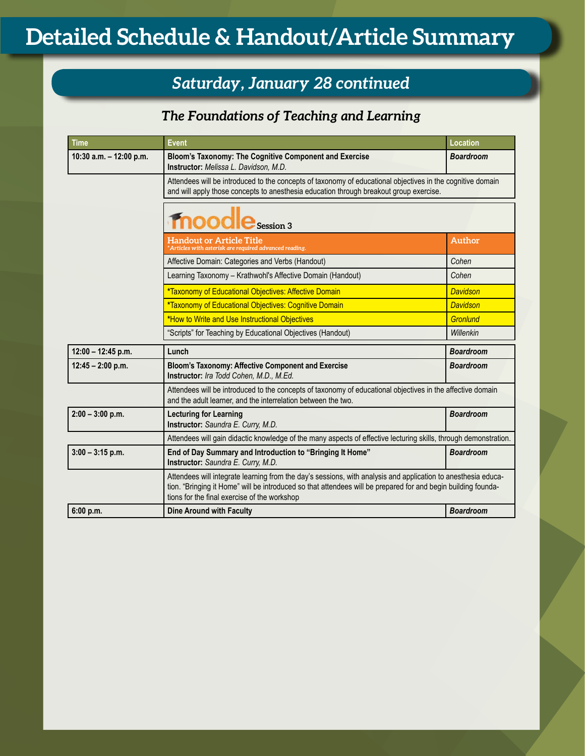# Detailed Schedule & Handout/Article Summary

## *Saturday, January 28 continued*

### *The Foundations of Teaching and Learning*

| Time | Event | Location |
|---|---|---|
| **10:30 a.m. – 12:00 p.m.** | **Bloom's Taxonomy: The Cognitive Component and Exercise**<br>**Instructor:** *Melissa L. Davidson, M.D.* | ***Boardroom*** |
| | Attendees will be introduced to the concepts of taxonomy of educational objectives in the cognitive domain and will apply those concepts to anesthesia education through breakout group exercise. | |

**moodle Session 3**

| Handout or Article Title<br>*\*Articles with asterisk are required advanced reading.* | Author |
|---|---|
| Affective Domain: Categories and Verbs (Handout) | *Cohen* |
| Learning Taxonomy – Krathwohl's Affective Domain (Handout) | *Cohen* |
| *Taxonomy of Educational Objectives: Affective Domain | *Davidson* |
| *Taxonomy of Educational Objectives: Cognitive Domain | *Davidson* |
| *How to Write and Use Instructional Objectives | *Gronlund* |
| "Scripts" for Teaching by Educational Objectives (Handout) | *Willenkin* |

| Time | Event | Location |
|---|---|---|
| **12:00 – 12:45 p.m.** | **Lunch** | ***Boardroom*** |
| **12:45 – 2:00 p.m.** | **Bloom's Taxonomy: Affective Component and Exercise**<br>**Instructor:** *Ira Todd Cohen, M.D., M.Ed.* | ***Boardroom*** |
| | Attendees will be introduced to the concepts of taxonomy of educational objectives in the affective domain and the adult learner, and the interrelation between the two. | |
| **2:00 – 3:00 p.m.** | **Lecturing for Learning**<br>**Instructor:** *Saundra E. Curry, M.D.* | ***Boardroom*** |
| | Attendees will gain didactic knowledge of the many aspects of effective lecturing skills, through demonstration. | |
| **3:00 – 3:15 p.m.** | **End of Day Summary and Introduction to "Bringing It Home"**<br>**Instructor:** *Saundra E. Curry, M.D.* | ***Boardroom*** |
| | Attendees will integrate learning from the day's sessions, with analysis and application to anesthesia education. "Bringing it Home" will be introduced so that attendees will be prepared for and begin building foundations for the final exercise of the workshop | |
| **6:00 p.m.** | **Dine Around with Faculty** | ***Boardroom*** |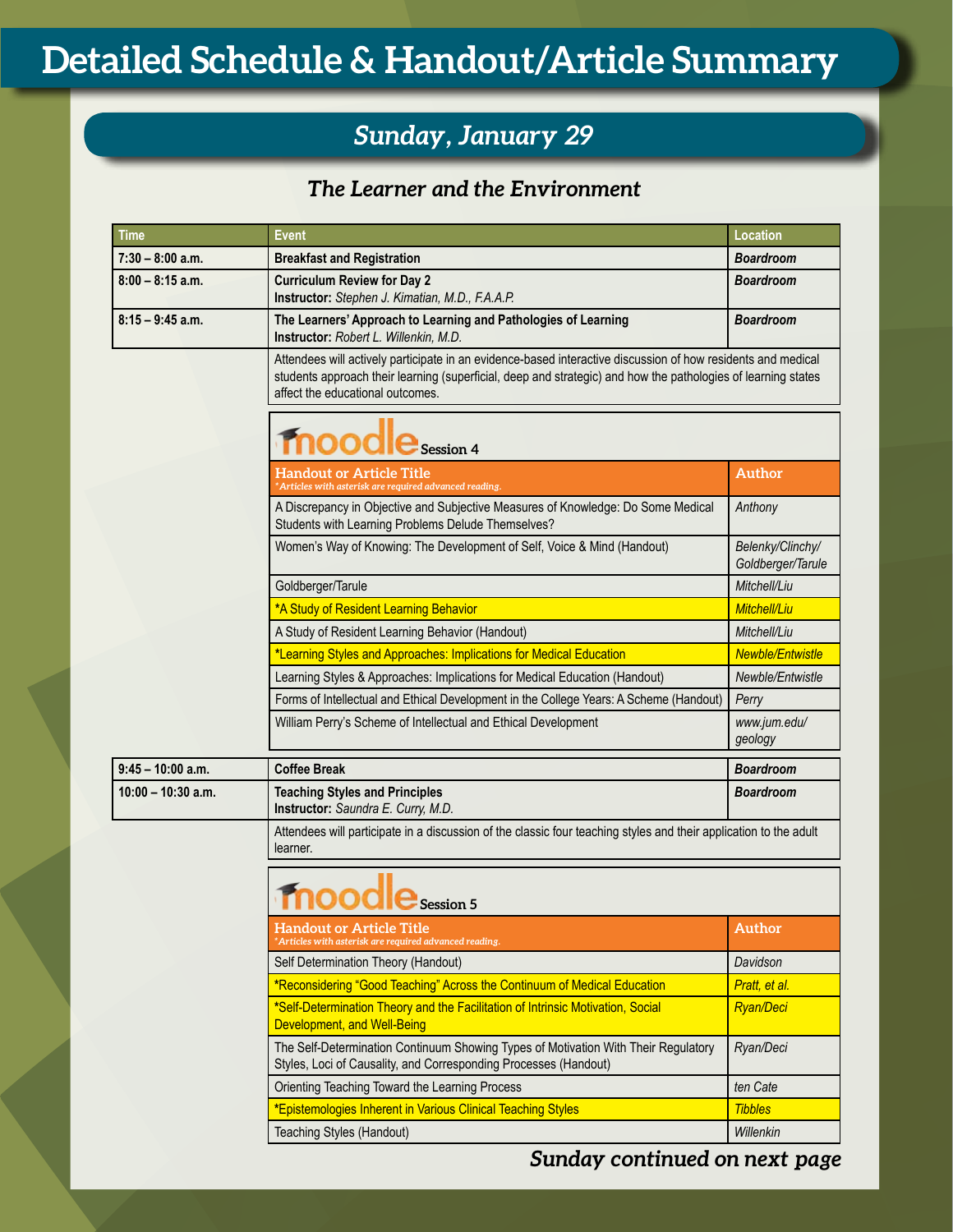# Detailed Schedule & Handout/Article Summary

## Sunday, January 29

### The Learner and the Environment

| Time | Event | Location |
|---|---|---|
| 7:30 – 8:00 a.m. | **Breakfast and Registration** | ***Boardroom*** |
| 8:00 – 8:15 a.m. | **Curriculum Review for Day 2**<br>**Instructor:** *Stephen J. Kimatian, M.D., F.A.A.P.* | ***Boardroom*** |
| 8:15 – 9:45 a.m. | **The Learners' Approach to Learning and Pathologies of Learning**<br>**Instructor:** *Robert L. Willenkin, M.D.* | ***Boardroom*** |

Attendees will actively participate in an evidence-based interactive discussion of how residents and medical students approach their learning (superficial, deep and strategic) and how the pathologies of learning states affect the educational outcomes.

**moodle Session 4**

| Handout or Article Title<br>*\*Articles with asterisk are required advanced reading.* | Author |
|---|---|
| A Discrepancy in Objective and Subjective Measures of Knowledge: Do Some Medical Students with Learning Problems Delude Themselves? | *Anthony* |
| Women's Way of Knowing: The Development of Self, Voice & Mind (Handout) | *Belenky/Clinchy/ Goldberger/Tarule* |
| Goldberger/Tarule | *Mitchell/Liu* |
| *A Study of Resident Learning Behavior | *Mitchell/Liu* |
| A Study of Resident Learning Behavior (Handout) | *Mitchell/Liu* |
| *Learning Styles and Approaches: Implications for Medical Education | *Newble/Entwistle* |
| Learning Styles & Approaches: Implications for Medical Education (Handout) | *Newble/Entwistle* |
| Forms of Intellectual and Ethical Development in the College Years: A Scheme (Handout) | *Perry* |
| William Perry's Scheme of Intellectual and Ethical Development | *www.jum.edu/ geology* |

| Time | Event | Location |
|---|---|---|
| 9:45 – 10:00 a.m. | **Coffee Break** | ***Boardroom*** |
| 10:00 – 10:30 a.m. | **Teaching Styles and Principles**<br>**Instructor:** *Saundra E. Curry, M.D.* | ***Boardroom*** |

Attendees will participate in a discussion of the classic four teaching styles and their application to the adult learner.

**moodle Session 5**

| Handout or Article Title<br>*\*Articles with asterisk are required advanced reading.* | Author |
|---|---|
| Self Determination Theory (Handout) | *Davidson* |
| *Reconsidering "Good Teaching" Across the Continuum of Medical Education | *Pratt, et al.* |
| *Self-Determination Theory and the Facilitation of Intrinsic Motivation, Social Development, and Well-Being | *Ryan/Deci* |
| The Self-Determination Continuum Showing Types of Motivation With Their Regulatory Styles, Loci of Causality, and Corresponding Processes (Handout) | *Ryan/Deci* |
| Orienting Teaching Toward the Learning Process | *ten Cate* |
| *Epistemologies Inherent in Various Clinical Teaching Styles | *Tibbles* |
| Teaching Styles (Handout) | *Willenkin* |

***Sunday continued on next page***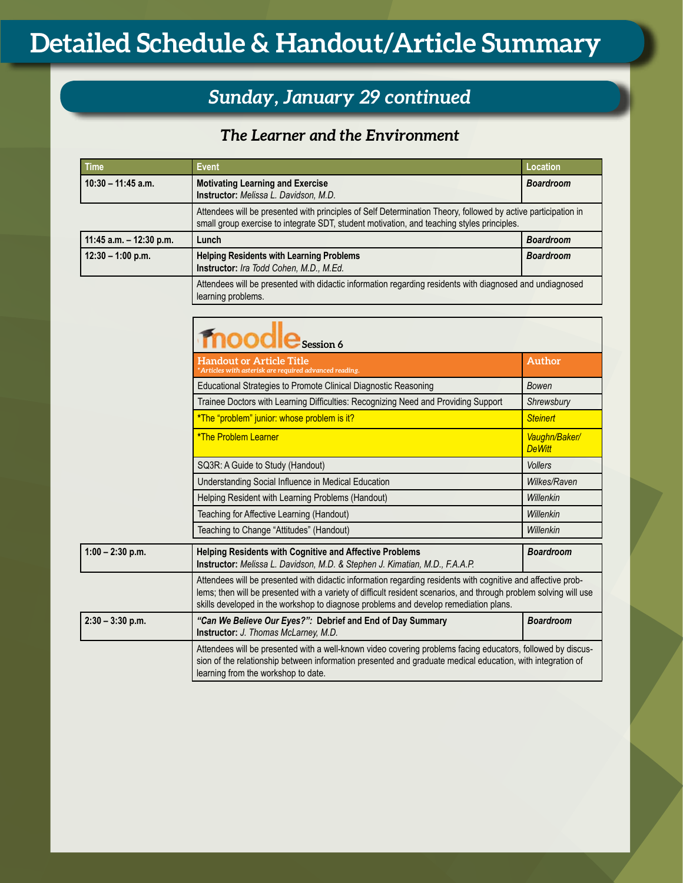# Detailed Schedule & Handout/Article Summary

## *Sunday, January 29 continued*

### *The Learner and the Environment*

| Time | Event | Location |
|---|---|---|
| 10:30 – 11:45 a.m. | **Motivating Learning and Exercise**<br>**Instructor:** *Melissa L. Davidson, M.D.* | ***Boardroom*** |
| | Attendees will be presented with principles of Self Determination Theory, followed by active participation in small group exercise to integrate SDT, student motivation, and teaching styles principles. | |
| 11:45 a.m. – 12:30 p.m. | **Lunch** | ***Boardroom*** |
| 12:30 – 1:00 p.m. | **Helping Residents with Learning Problems**<br>**Instructor:** *Ira Todd Cohen, M.D., M.Ed.* | ***Boardroom*** |
| | Attendees will be presented with didactic information regarding residents with diagnosed and undiagnosed learning problems. | |

**moodle Session 6**

| Handout or Article Title<br>*\*Articles with asterisk are required advanced reading.* | Author |
|---|---|
| Educational Strategies to Promote Clinical Diagnostic Reasoning | *Bowen* |
| Trainee Doctors with Learning Difficulties: Recognizing Need and Providing Support | *Shrewsbury* |
| *The "problem" junior: whose problem is it? | *Steinert* |
| *The Problem Learner | *Vaughn/Baker/DeWitt* |
| SQ3R: A Guide to Study (Handout) | *Vollers* |
| Understanding Social Influence in Medical Education | *Wilkes/Raven* |
| Helping Resident with Learning Problems (Handout) | *Willenkin* |
| Teaching for Affective Learning (Handout) | *Willenkin* |
| Teaching to Change "Attitudes" (Handout) | *Willenkin* |

| Time | Event | Location |
|---|---|---|
| 1:00 – 2:30 p.m. | **Helping Residents with Cognitive and Affective Problems**<br>**Instructor:** *Melissa L. Davidson, M.D. & Stephen J. Kimatian, M.D., F.A.A.P.* | ***Boardroom*** |
| | Attendees will be presented with didactic information regarding residents with cognitive and affective problems; then will be presented with a variety of difficult resident scenarios, and through problem solving will use skills developed in the workshop to diagnose problems and develop remediation plans. | |
| 2:30 – 3:30 p.m. | ***"Can We Believe Our Eyes?":* Debrief and End of Day Summary**<br>**Instructor:** *J. Thomas McLarney, M.D.* | ***Boardroom*** |
| | Attendees will be presented with a well-known video covering problems facing educators, followed by discussion of the relationship between information presented and graduate medical education, with integration of learning from the workshop to date. | |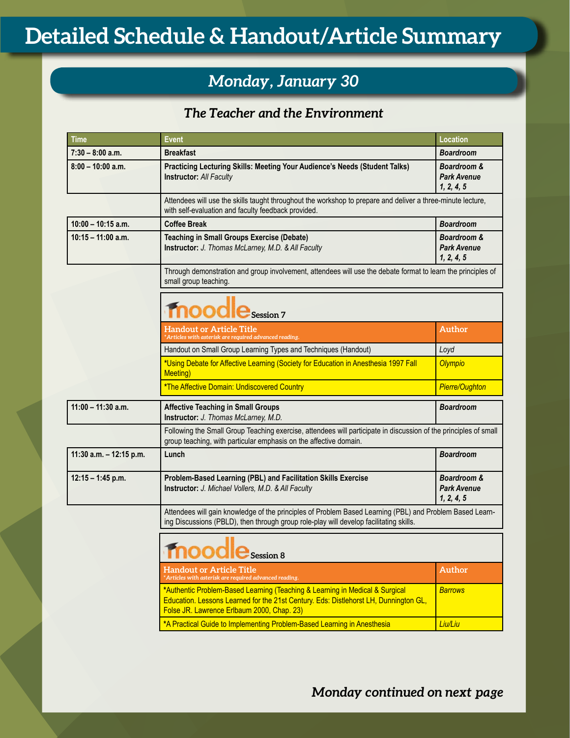# Detailed Schedule & Handout/Article Summary

## Monday, January 30

### The Teacher and the Environment

| Time | Event | Location |
|---|---|---|
| 7:30 – 8:00 a.m. | **Breakfast** | *Boardroom* |
| 8:00 – 10:00 a.m. | **Practicing Lecturing Skills: Meeting Your Audience's Needs (Student Talks)** **Instructor:** *All Faculty* | *Boardroom & Park Avenue 1, 2, 4, 5* |
| | Attendees will use the skills taught throughout the workshop to prepare and deliver a three-minute lecture, with self-evaluation and faculty feedback provided. | |
| 10:00 – 10:15 a.m. | **Coffee Break** | *Boardroom* |
| 10:15 – 11:00 a.m. | **Teaching in Small Groups Exercise (Debate)** **Instructor:** *J. Thomas McLarney, M.D. & All Faculty* | *Boardroom & Park Avenue 1, 2, 4, 5* |
| | Through demonstration and group involvement, attendees will use the debate format to learn the principles of small group teaching. | |

**moodle Session 7**

| Handout or Article Title *Articles with asterisk are required advanced reading.* | Author |
|---|---|
| Handout on Small Group Learning Types and Techniques (Handout) | *Loyd* |
| *Using Debate for Affective Learning (Society for Education in Anesthesia 1997 Fall Meeting) | *Olympio* |
| *The Affective Domain: Undiscovered Country | *Pierre/Oughton* |

| Time | Event | Location |
|---|---|---|
| 11:00 – 11:30 a.m. | **Affective Teaching in Small Groups** **Instructor:** *J. Thomas McLarney, M.D.* | *Boardroom* |
| | Following the Small Group Teaching exercise, attendees will participate in discussion of the principles of small group teaching, with particular emphasis on the affective domain. | |
| 11:30 a.m. – 12:15 p.m. | **Lunch** | *Boardroom* |
| 12:15 – 1:45 p.m. | **Problem-Based Learning (PBL) and Facilitation Skills Exercise** **Instructor:** *J. Michael Vollers, M.D. & All Faculty* | *Boardroom & Park Avenue 1, 2, 4, 5* |
| | Attendees will gain knowledge of the principles of Problem Based Learning (PBL) and Problem Based Learning Discussions (PBLD), then through group role-play will develop facilitating skills. | |

**moodle Session 8**

| Handout or Article Title *Articles with asterisk are required advanced reading.* | Author |
|---|---|
| *Authentic Problem-Based Learning (Teaching & Learning in Medical & Surgical Education. Lessons Learned for the 21st Century. Eds: Distlehorst LH, Dunnington GL, Folse JR. Lawrence Erlbaum 2000, Chap. 23) | *Barrows* |
| *A Practical Guide to Implementing Problem-Based Learning in Anesthesia | *Liu/Liu* |

***Monday continued on next page***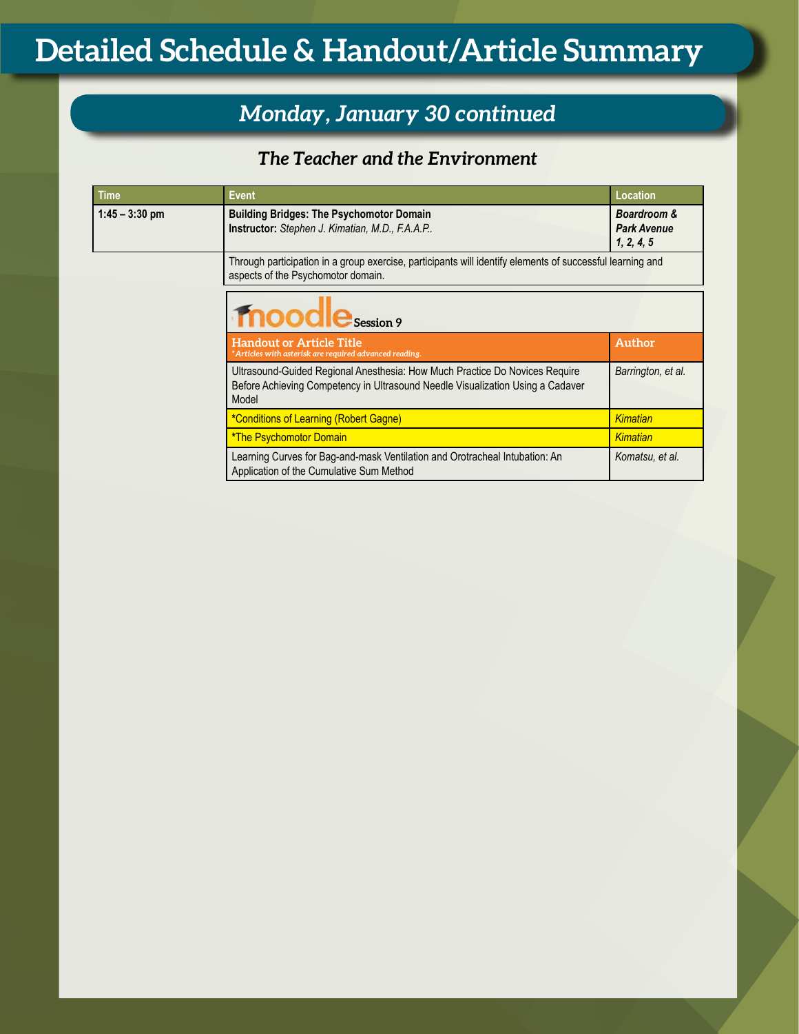# Detailed Schedule & Handout/Article Summary

## *Monday, January 30 continued*

### *The Teacher and the Environment*

| Time | Event | Location |
| --- | --- | --- |
| 1:45 – 3:30 pm | **Building Bridges: The Psychomotor Domain**<br>**Instructor:** *Stephen J. Kimatian, M.D., F.A.A.P..* | ***Boardroom & Park Avenue 1, 2, 4, 5*** |
| | Through participation in a group exercise, participants will identify elements of successful learning and aspects of the Psychomotor domain. | |

**moodle Session 9**

| Handout or Article Title<br>*\*Articles with asterisk are required advanced reading.* | Author |
| --- | --- |
| Ultrasound-Guided Regional Anesthesia: How Much Practice Do Novices Require Before Achieving Competency in Ultrasound Needle Visualization Using a Cadaver Model | *Barrington, et al.* |
| *Conditions of Learning (Robert Gagne) | *Kimatian* |
| *The Psychomotor Domain | *Kimatian* |
| Learning Curves for Bag-and-mask Ventilation and Orotracheal Intubation: An Application of the Cumulative Sum Method | *Komatsu, et al.* |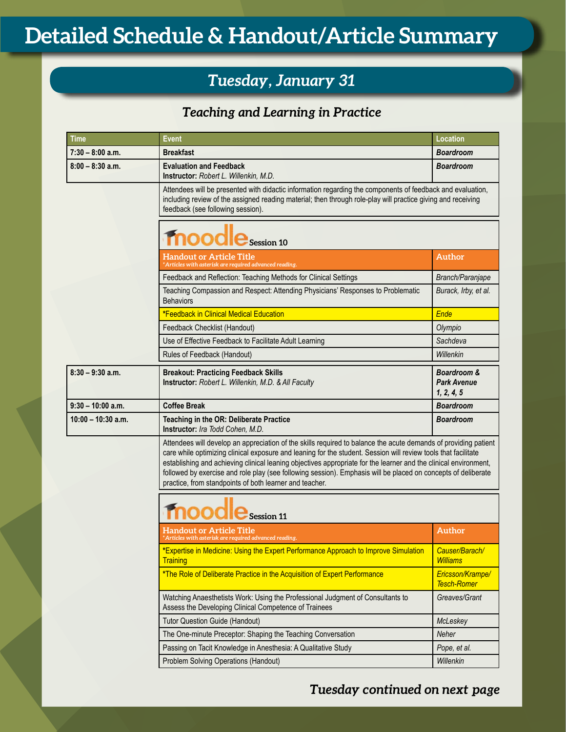# Detailed Schedule & Handout/Article Summary

## Tuesday, January 31

### Teaching and Learning in Practice

| Time | Event | Location |
|---|---|---|
| 7:30 – 8:00 a.m. | **Breakfast** | ***Boardroom*** |
| 8:00 – 8:30 a.m. | **Evaluation and Feedback**<br>**Instructor:** *Robert L. Willenkin, M.D.* | ***Boardroom*** |

Attendees will be presented with didactic information regarding the components of feedback and evaluation, including review of the assigned reading material; then through role-play will practice giving and receiving feedback (see following session).

**moodle Session 10**

| Handout or Article Title<br>*\*Articles with asterisk are required advanced reading.* | Author |
|---|---|
| Feedback and Reflection: Teaching Methods for Clinical Settings | *Branch/Paranjape* |
| Teaching Compassion and Respect: Attending Physicians' Responses to Problematic Behaviors | *Burack, Irby, et al.* |
| *Feedback in Clinical Medical Education | *Ende* |
| Feedback Checklist (Handout) | *Olympio* |
| Use of Effective Feedback to Facilitate Adult Learning | *Sachdeva* |
| Rules of Feedback (Handout) | *Willenkin* |

| Time | Event | Location |
|---|---|---|
| 8:30 – 9:30 a.m. | **Breakout: Practicing Feedback Skills**<br>**Instructor:** *Robert L. Willenkin, M.D. & All Faculty* | ***Boardroom & Park Avenue 1, 2, 4, 5*** |
| 9:30 – 10:00 a.m. | **Coffee Break** | ***Boardroom*** |
| 10:00 – 10:30 a.m. | **Teaching in the OR: Deliberate Practice**<br>**Instructor:** *Ira Todd Cohen, M.D.* | ***Boardroom*** |

Attendees will develop an appreciation of the skills required to balance the acute demands of providing patient care while optimizing clinical exposure and leaning for the student. Session will review tools that facilitate establishing and achieving clinical leaning objectives appropriate for the learner and the clinical environment, followed by exercise and role play (see following session). Emphasis will be placed on concepts of deliberate practice, from standpoints of both learner and teacher.

**moodle Session 11**

| Handout or Article Title<br>*\*Articles with asterisk are required advanced reading.* | Author |
|---|---|
| *Expertise in Medicine: Using the Expert Performance Approach to Improve Simulation Training | *Causer/Barach/Williams* |
| *The Role of Deliberate Practice in the Acquisition of Expert Performance | *Ericsson/Krampe/Tesch-Romer* |
| Watching Anaesthetists Work: Using the Professional Judgment of Consultants to Assess the Developing Clinical Competence of Trainees | *Greaves/Grant* |
| Tutor Question Guide (Handout) | *McLeskey* |
| The One-minute Preceptor: Shaping the Teaching Conversation | *Neher* |
| Passing on Tacit Knowledge in Anesthesia: A Qualitative Study | *Pope, et al.* |
| Problem Solving Operations (Handout) | *Willenkin* |

***Tuesday continued on next page***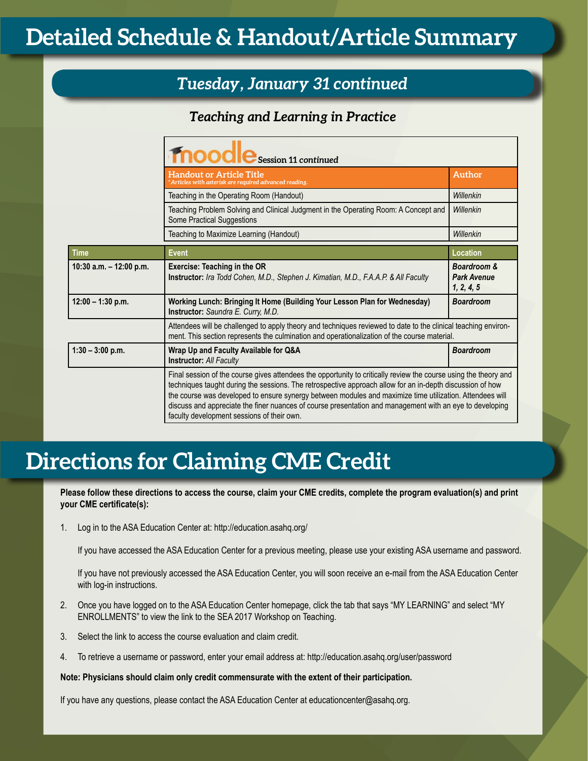# Detailed Schedule & Handout/Article Summary

## *Tuesday, January 31 continued*

### *Teaching and Learning in Practice*

moodle **Session 11** ***continued***

| Handout or Article Title<br>*\*Articles with asterisk are required advanced reading.* | Author |
|---|---|
| Teaching in the Operating Room (Handout) | *Willenkin* |
| Teaching Problem Solving and Clinical Judgment in the Operating Room: A Concept and Some Practical Suggestions | *Willenkin* |
| Teaching to Maximize Learning (Handout) | *Willenkin* |

| Time | Event | Location |
|---|---|---|
| **10:30 a.m. – 12:00 p.m.** | **Exercise: Teaching in the OR**<br>**Instructor:** *Ira Todd Cohen, M.D., Stephen J. Kimatian, M.D., F.A.A.P. & All Faculty* | ***Boardroom & Park Avenue 1, 2, 4, 5*** |
| **12:00 – 1:30 p.m.** | **Working Lunch: Bringing It Home (Building Your Lesson Plan for Wednesday)**<br>**Instructor:** *Saundra E. Curry, M.D.* | ***Boardroom*** |
| | Attendees will be challenged to apply theory and techniques reviewed to date to the clinical teaching environment. This section represents the culmination and operationalization of the course material. | |
| **1:30 – 3:00 p.m.** | **Wrap Up and Faculty Available for Q&A**<br>**Instructor:** *All Faculty* | ***Boardroom*** |
| | Final session of the course gives attendees the opportunity to critically review the course using the theory and techniques taught during the sessions. The retrospective approach allow for an in-depth discussion of how the course was developed to ensure synergy between modules and maximize time utilization. Attendees will discuss and appreciate the finer nuances of course presentation and management with an eye to developing faculty development sessions of their own. | |

# Directions for Claiming CME Credit

**Please follow these directions to access the course, claim your CME credits, complete the program evaluation(s) and print your CME certificate(s):**

1. Log in to the ASA Education Center at: http://education.asahq.org/

   If you have accessed the ASA Education Center for a previous meeting, please use your existing ASA username and password.

   If you have not previously accessed the ASA Education Center, you will soon receive an e-mail from the ASA Education Center with log-in instructions.

2. Once you have logged on to the ASA Education Center homepage, click the tab that says "MY LEARNING" and select "MY ENROLLMENTS" to view the link to the SEA 2017 Workshop on Teaching.

3. Select the link to access the course evaluation and claim credit.

4. To retrieve a username or password, enter your email address at: http://education.asahq.org/user/password

**Note: Physicians should claim only credit commensurate with the extent of their participation.**

If you have any questions, please contact the ASA Education Center at educationcenter@asahq.org.